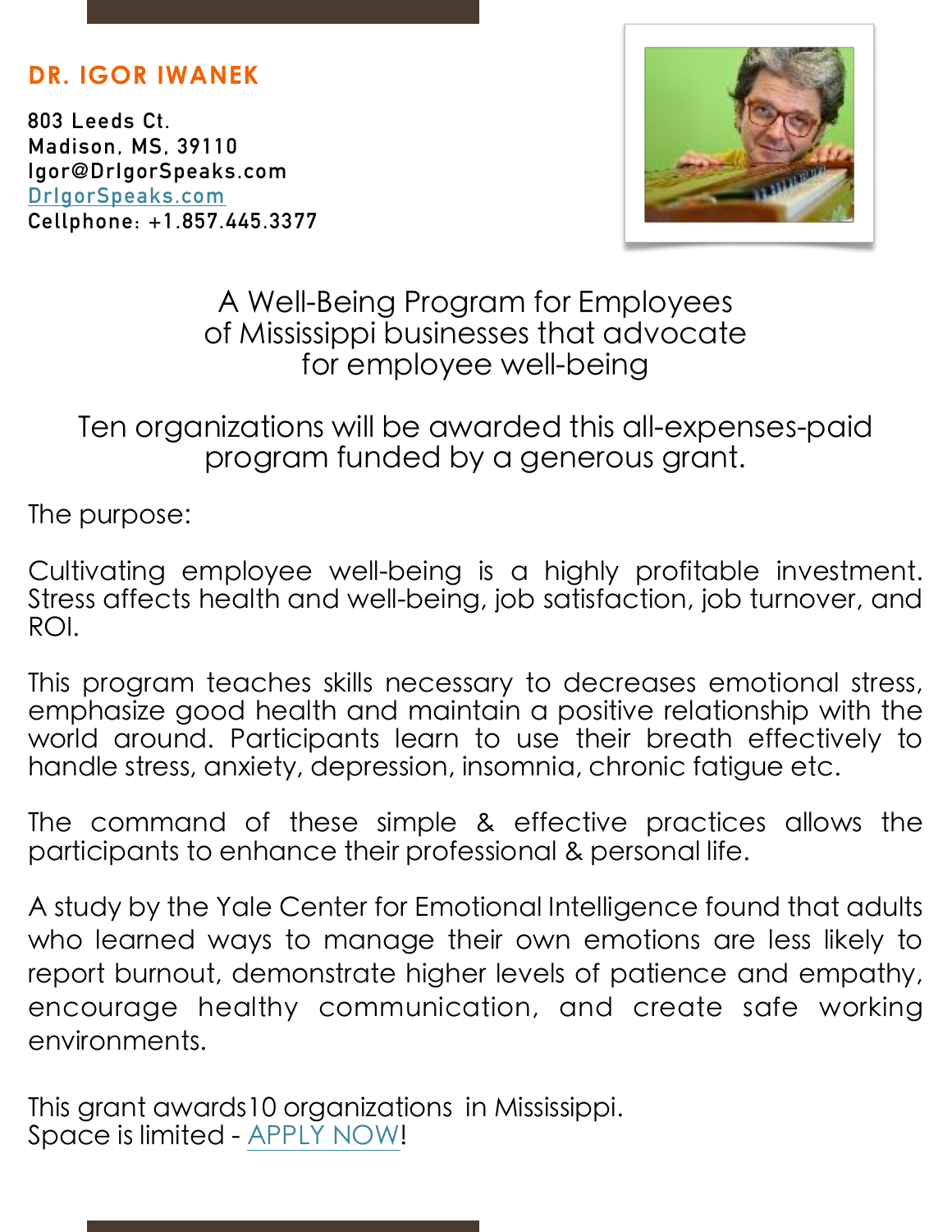## DR. IGOR IWANEK

**803 Leeds Ct.**
**Madison, MS, 39110**
**Igor@DrIgorSpeaks.com**
**[DrIgorSpeaks.com](DrIgorSpeaks.com)**
**Cellphone: +1.857.445.3377**

A Well-Being Program for Employees of Mississippi businesses that advocate for employee well-being

Ten organizations will be awarded this all-expenses-paid program funded by a generous grant.

The purpose:

Cultivating employee well-being is a highly profitable investment. Stress affects health and well-being, job satisfaction, job turnover, and ROI.

This program teaches skills necessary to decreases emotional stress, emphasize good health and maintain a positive relationship with the world around. Participants learn to use their breath effectively to handle stress, anxiety, depression, insomnia, chronic fatigue etc.

The command of these simple & effective practices allows the participants to enhance their professional & personal life.

A study by the Yale Center for Emotional Intelligence found that adults who learned ways to manage their own emotions are less likely to report burnout, demonstrate higher levels of patience and empathy, encourage healthy communication, and create safe working environments.

This grant awards10 organizations  in Mississippi.
Space is limited - APPLY NOW!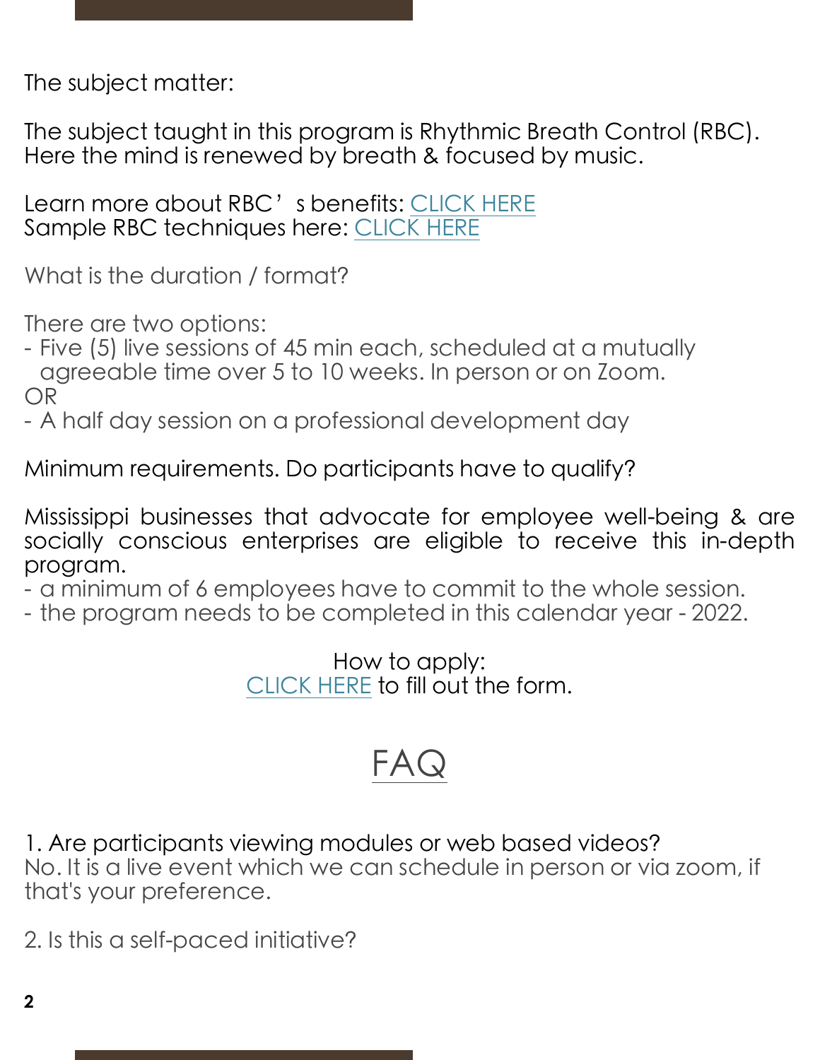The subject matter:

The subject taught in this program is Rhythmic Breath Control (RBC). Here the mind is renewed by breath & focused by music.

Learn more about RBC's benefits: CLICK HERE
Sample RBC techniques here: CLICK HERE

What is the duration / format?

There are two options:
- Five (5) live sessions of 45 min each, scheduled at a mutually agreeable time over 5 to 10 weeks. In person or on Zoom.

OR
- A half day session on a professional development day

Minimum requirements. Do participants have to qualify?

Mississippi businesses that advocate for employee well-being & are socially conscious enterprises are eligible to receive this in-depth program.
- a minimum of 6 employees have to commit to the whole session.
- the program needs to be completed in this calendar year - 2022.

How to apply:
CLICK HERE to fill out the form.

# FAQ

1. Are participants viewing modules or web based videos?
No. It is a live event which we can schedule in person or via zoom, if that's your preference.

2. Is this a self-paced initiative?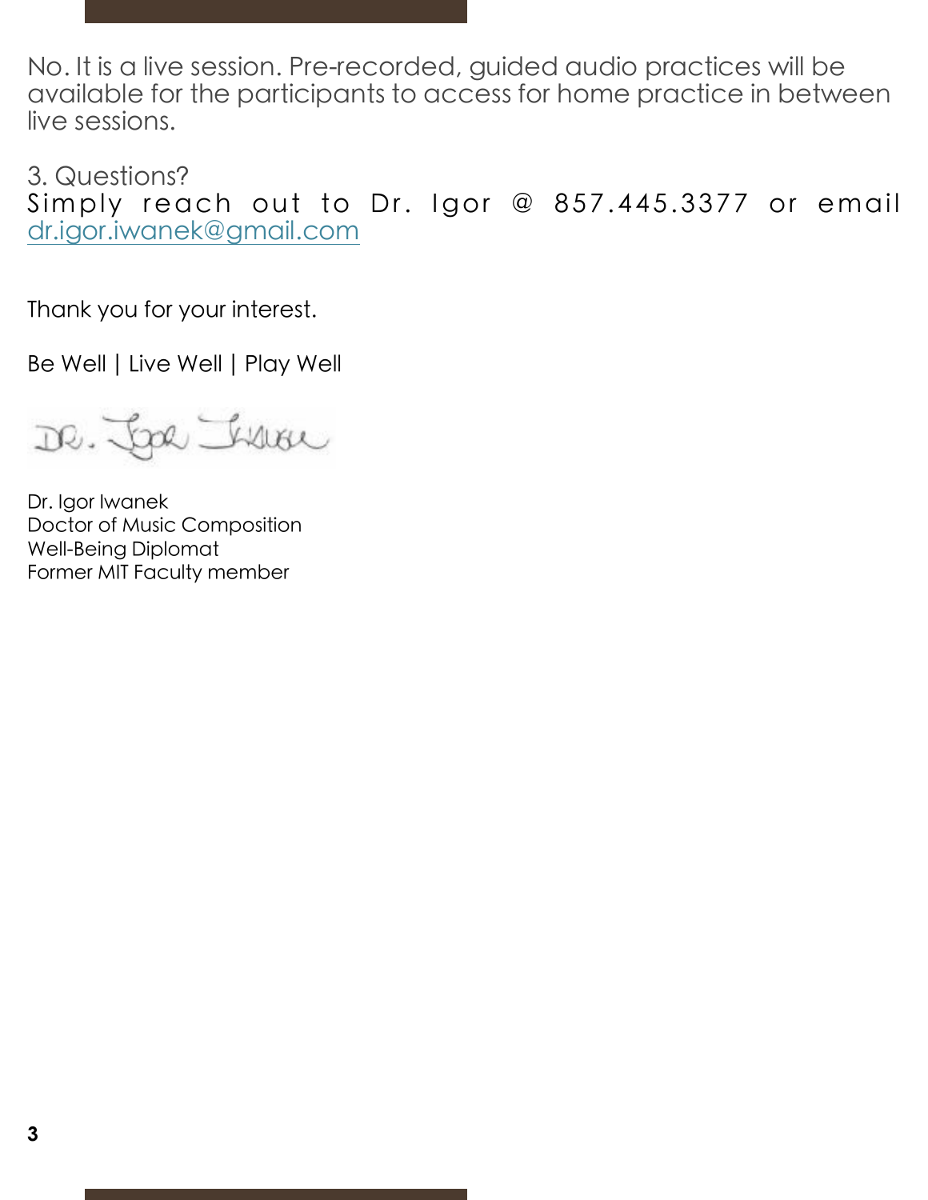No. It is a live session. Pre-recorded, guided audio practices will be available for the participants to access for home practice in between live sessions.

3. Questions?
Simply reach out to Dr. Igor @ 857.445.3377 or email [dr.igor.iwanek@gmail.com](mailto:dr.igor.iwanek@gmail.com)

Thank you for your interest.

Be Well | Live Well | Play Well

Dr. Igor Iwanek
Doctor of Music Composition
Well-Being Diplomat
Former MIT Faculty member